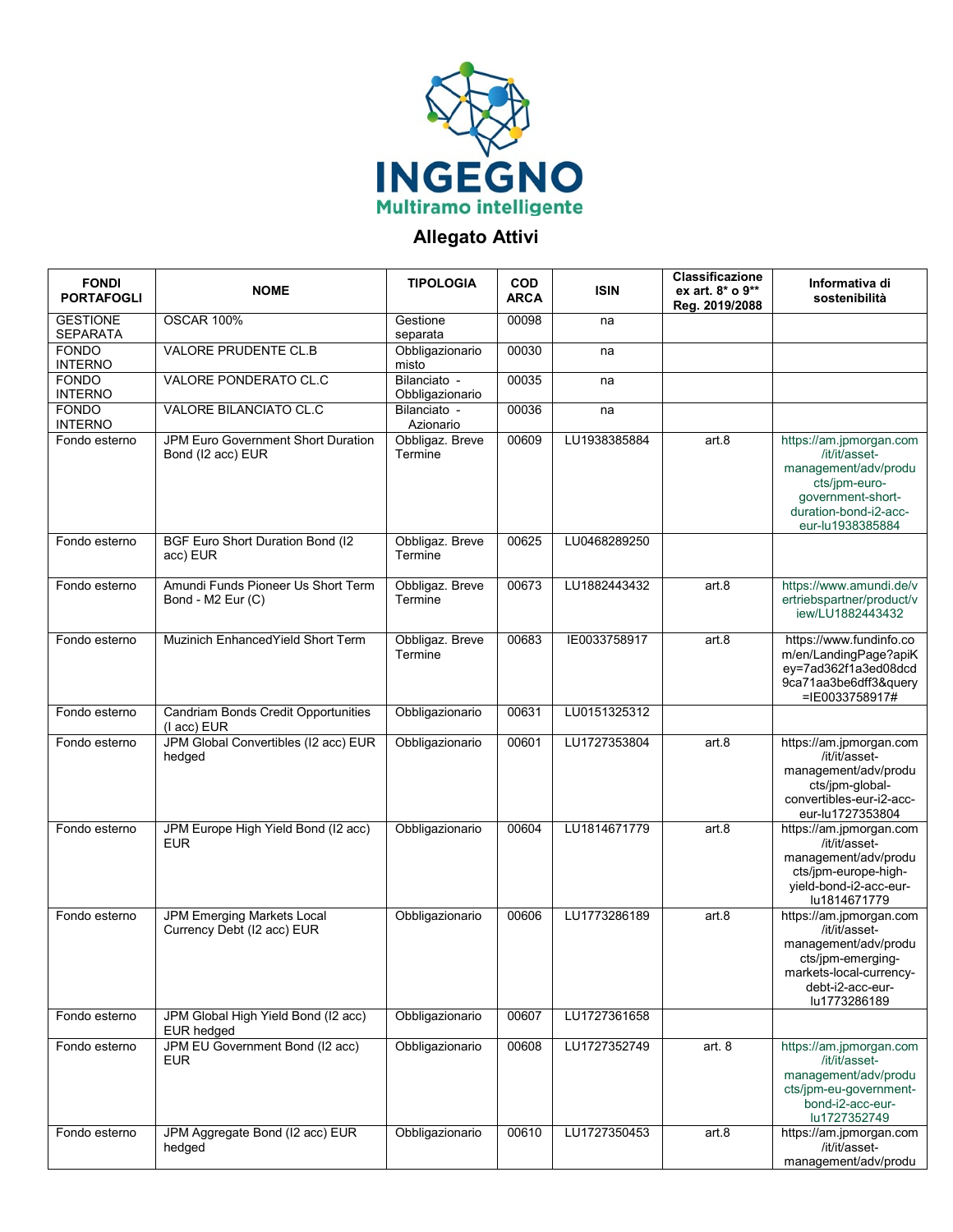# INGEGNO

**Multiramo intelligente**

## Allegato Attivi

| FONDI PORTAFOGLI | NOME | TIPOLOGIA | COD ARCA | ISIN | Classificazione ex art. 8* o 9** Reg. 2019/2088 | Informativa di sostenibilità |
|---|---|---|---|---|---|---|
| GESTIONE SEPARATA | OSCAR 100% | Gestione separata | 00098 | na | | |
| FONDO INTERNO | VALORE PRUDENTE CL.B | Obbligazionario misto | 00030 | na | | |
| FONDO INTERNO | VALORE PONDERATO CL.C | Bilanciato - Obbligazionario | 00035 | na | | |
| FONDO INTERNO | VALORE BILANCIATO CL.C | Bilanciato - Azionario | 00036 | na | | |
| Fondo esterno | JPM Euro Government Short Duration Bond (I2 acc) EUR | Obbligaz. Breve Termine | 00609 | LU1938385884 | art.8 | https://am.jpmorgan.com/it/it/asset-management/adv/products/jpm-euro-government-short-duration-bond-i2-acc-eur-lu1938385884 |
| Fondo esterno | BGF Euro Short Duration Bond (I2 acc) EUR | Obbligaz. Breve Termine | 00625 | LU0468289250 | | |
| Fondo esterno | Amundi Funds Pioneer Us Short Term Bond - M2 Eur (C) | Obbligaz. Breve Termine | 00673 | LU1882443432 | art.8 | https://www.amundi.de/vertriebspartner/product/view/LU1882443432 |
| Fondo esterno | Muzinich EnhancedYield Short Term | Obbligaz. Breve Termine | 00683 | IE0033758917 | art.8 | https://www.fundinfo.com/en/LandingPage?apiKey=7ad362f1a3ed08dcd9ca71aa3be6dff3&query=IE0033758917# |
| Fondo esterno | Candriam Bonds Credit Opportunities (I acc) EUR | Obbligazionario | 00631 | LU0151325312 | | |
| Fondo esterno | JPM Global Convertibles (I2 acc) EUR hedged | Obbligazionario | 00601 | LU1727353804 | art.8 | https://am.jpmorgan.com/it/it/asset-management/adv/products/jpm-global-convertibles-eur-i2-acc-eur-lu1727353804 |
| Fondo esterno | JPM Europe High Yield Bond (I2 acc) EUR | Obbligazionario | 00604 | LU1814671779 | art.8 | https://am.jpmorgan.com/it/it/asset-management/adv/products/jpm-europe-high-yield-bond-i2-acc-eur-lu1814671779 |
| Fondo esterno | JPM Emerging Markets Local Currency Debt (I2 acc) EUR | Obbligazionario | 00606 | LU1773286189 | art.8 | https://am.jpmorgan.com/it/it/asset-management/adv/products/jpm-emerging-markets-local-currency-debt-i2-acc-eur-lu1773286189 |
| Fondo esterno | JPM Global High Yield Bond (I2 acc) EUR hedged | Obbligazionario | 00607 | LU1727361658 | | |
| Fondo esterno | JPM EU Government Bond (I2 acc) EUR | Obbligazionario | 00608 | LU1727352749 | art. 8 | https://am.jpmorgan.com/it/it/asset-management/adv/products/jpm-eu-government-bond-i2-acc-eur-lu1727352749 |
| Fondo esterno | JPM Aggregate Bond (I2 acc) EUR hedged | Obbligazionario | 00610 | LU1727350453 | art.8 | https://am.jpmorgan.com/it/it/asset-management/adv/produ |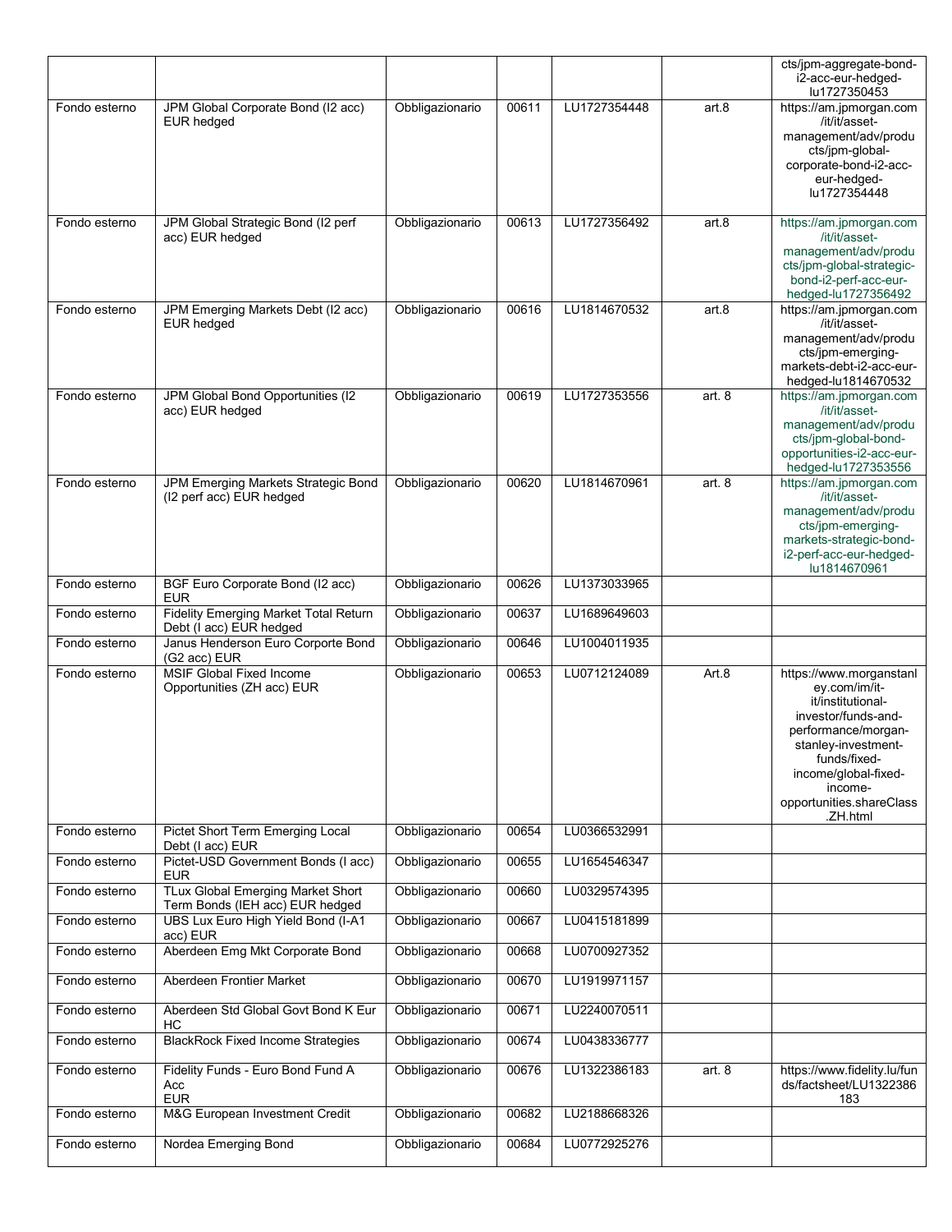| | | | | | | |
|---|---|---|---|---|---|---|
| | | | | | | cts/jpm-aggregate-bond-i2-acc-eur-hedged-lu1727350453 |
| Fondo esterno | JPM Global Corporate Bond (I2 acc) EUR hedged | Obbligazionario | 00611 | LU1727354448 | art.8 | https://am.jpmorgan.com/it/it/asset-management/adv/products/jpm-global-corporate-bond-i2-acc-eur-hedged-lu1727354448 |
| Fondo esterno | JPM Global Strategic Bond (I2 perf acc) EUR hedged | Obbligazionario | 00613 | LU1727356492 | art.8 | https://am.jpmorgan.com/it/it/asset-management/adv/products/jpm-global-strategic-bond-i2-perf-acc-eur-hedged-lu1727356492 |
| Fondo esterno | JPM Emerging Markets Debt (I2 acc) EUR hedged | Obbligazionario | 00616 | LU1814670532 | art.8 | https://am.jpmorgan.com/it/it/asset-management/adv/products/jpm-emerging-markets-debt-i2-acc-eur-hedged-lu1814670532 |
| Fondo esterno | JPM Global Bond Opportunities (I2 acc) EUR hedged | Obbligazionario | 00619 | LU1727353556 | art. 8 | https://am.jpmorgan.com/it/it/asset-management/adv/products/jpm-global-bond-opportunities-i2-acc-eur-hedged-lu1727353556 |
| Fondo esterno | JPM Emerging Markets Strategic Bond (I2 perf acc) EUR hedged | Obbligazionario | 00620 | LU1814670961 | art. 8 | https://am.jpmorgan.com/it/it/asset-management/adv/products/jpm-emerging-markets-strategic-bond-i2-perf-acc-eur-hedged-lu1814670961 |
| Fondo esterno | BGF Euro Corporate Bond (I2 acc) EUR | Obbligazionario | 00626 | LU1373033965 | | |
| Fondo esterno | Fidelity Emerging Market Total Return Debt (I acc) EUR hedged | Obbligazionario | 00637 | LU1689649603 | | |
| Fondo esterno | Janus Henderson Euro Corporte Bond (G2 acc) EUR | Obbligazionario | 00646 | LU1004011935 | | |
| Fondo esterno | MSIF Global Fixed Income Opportunities (ZH acc) EUR | Obbligazionario | 00653 | LU0712124089 | Art.8 | https://www.morganstanley.com/im/it-it/institutional-investor/funds-and-performance/morgan-stanley-investment-funds/fixed-income/global-fixed-income-opportunities.shareClass.ZH.html |
| Fondo esterno | Pictet Short Term Emerging Local Debt (I acc) EUR | Obbligazionario | 00654 | LU0366532991 | | |
| Fondo esterno | Pictet-USD Government Bonds (I acc) EUR | Obbligazionario | 00655 | LU1654546347 | | |
| Fondo esterno | TLux Global Emerging Market Short Term Bonds (IEH acc) EUR hedged | Obbligazionario | 00660 | LU0329574395 | | |
| Fondo esterno | UBS Lux Euro High Yield Bond (I-A1 acc) EUR | Obbligazionario | 00667 | LU0415181899 | | |
| Fondo esterno | Aberdeen Emg Mkt Corporate Bond | Obbligazionario | 00668 | LU0700927352 | | |
| Fondo esterno | Aberdeen Frontier Market | Obbligazionario | 00670 | LU1919971157 | | |
| Fondo esterno | Aberdeen Std Global Govt Bond K Eur HC | Obbligazionario | 00671 | LU2240070511 | | |
| Fondo esterno | BlackRock Fixed Income Strategies | Obbligazionario | 00674 | LU0438336777 | | |
| Fondo esterno | Fidelity Funds - Euro Bond Fund A Acc EUR | Obbligazionario | 00676 | LU1322386183 | art. 8 | https://www.fidelity.lu/funds/factsheet/LU1322386183 |
| Fondo esterno | M&G European Investment Credit | Obbligazionario | 00682 | LU2188668326 | | |
| Fondo esterno | Nordea Emerging Bond | Obbligazionario | 00684 | LU0772925276 | | |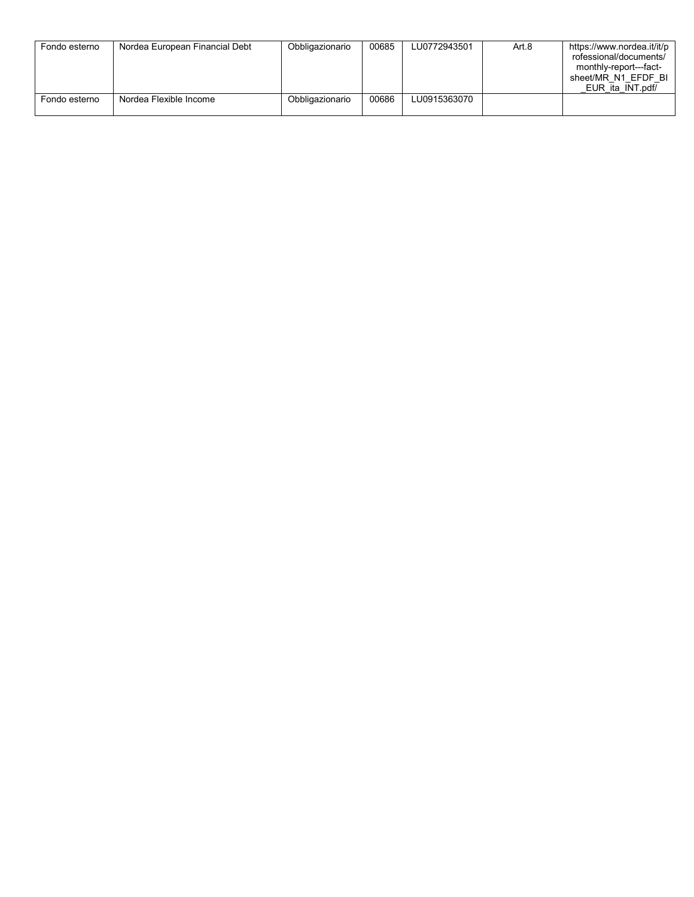| Fondo esterno | Nordea European Financial Debt | Obbligazionario | 00685 | LU0772943501 | Art.8 | https://www.nordea.it/it/professional/documents/monthly-report---fact-sheet/MR_N1_EFDF_BI_EUR_ita_INT.pdf/ |
|---|---|---|---|---|---|---|
| Fondo esterno | Nordea Flexible Income | Obbligazionario | 00686 | LU0915363070 | | |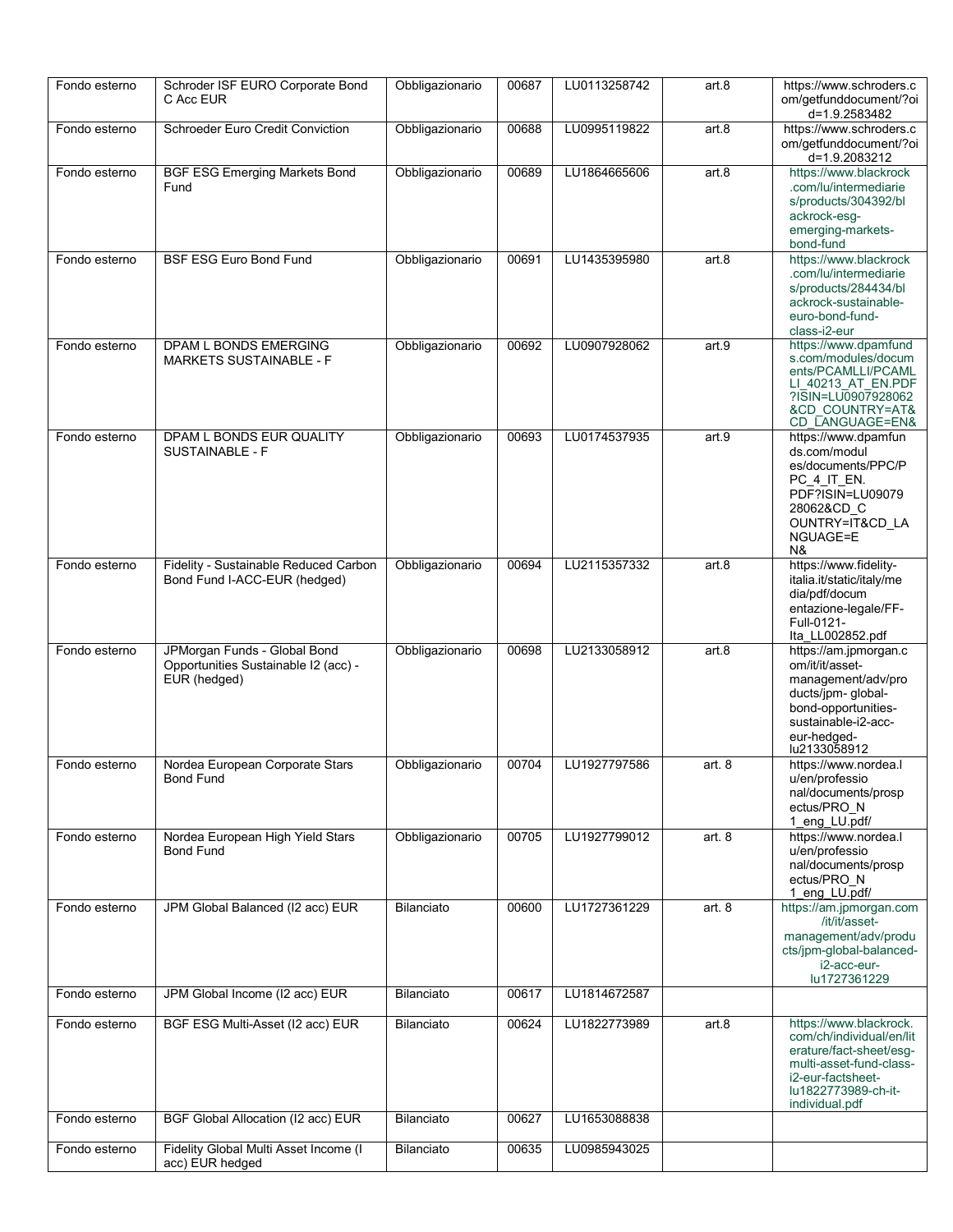| Fondo esterno | Schroder ISF EURO Corporate Bond C Acc EUR | Obbligazionario | 00687 | LU0113258742 | art.8 | https://www.schroders.com/getfunddocument/?oid=1.9.2583482 |
|---|---|---|---|---|---|---|
| Fondo esterno | Schroeder Euro Credit Conviction | Obbligazionario | 00688 | LU0995119822 | art.8 | https://www.schroders.com/getfunddocument/?oid=1.9.2083212 |
| Fondo esterno | BGF ESG Emerging Markets Bond Fund | Obbligazionario | 00689 | LU1864665606 | art.8 | https://www.blackrock.com/lu/intermediaries/products/304392/blackrock-esg-emerging-markets-bond-fund |
| Fondo esterno | BSF ESG Euro Bond Fund | Obbligazionario | 00691 | LU1435395980 | art.8 | https://www.blackrock.com/lu/intermediaries/products/284434/blackrock-sustainable-euro-bond-fund-class-i2-eur |
| Fondo esterno | DPAM L BONDS EMERGING MARKETS SUSTAINABLE - F | Obbligazionario | 00692 | LU0907928062 | art.9 | https://www.dpamfunds.com/modules/documents/PCAMLLI/PCAMLLI_40213_AT_EN.PDF?ISIN=LU0907928062&CD_COUNTRY=AT&CD_LANGUAGE=EN& |
| Fondo esterno | DPAM L BONDS EUR QUALITY SUSTAINABLE - F | Obbligazionario | 00693 | LU0174537935 | art.9 | https://www.dpamfunds.com/modules/documents/PPC/PPC_4_IT_EN.PDF?ISIN=LU0907928062&CD_COUNTRY=IT&CD_LANGUAGE=EN& |
| Fondo esterno | Fidelity - Sustainable Reduced Carbon Bond Fund I-ACC-EUR (hedged) | Obbligazionario | 00694 | LU2115357332 | art.8 | https://www.fidelity-italia.it/static/italy/media/pdf/documentazione-legale/FF-Full-0121-Ita_LL002852.pdf |
| Fondo esterno | JPMorgan Funds - Global Bond Opportunities Sustainable I2 (acc) - EUR (hedged) | Obbligazionario | 00698 | LU2133058912 | art.8 | https://am.jpmorgan.com/it/it/asset-management/adv/products/jpm- global-bond-opportunities-sustainable-i2-acc-eur-hedged-lu2133058912 |
| Fondo esterno | Nordea European Corporate Stars Bond Fund | Obbligazionario | 00704 | LU1927797586 | art. 8 | https://www.nordea.lu/en/professional/documents/prospectus/PRO_N1_eng_LU.pdf/ |
| Fondo esterno | Nordea European High Yield Stars Bond Fund | Obbligazionario | 00705 | LU1927799012 | art. 8 | https://www.nordea.lu/en/professional/documents/prospectus/PRO_N1_eng_LU.pdf/ |
| Fondo esterno | JPM Global Balanced (I2 acc) EUR | Bilanciato | 00600 | LU1727361229 | art. 8 | https://am.jpmorgan.com/it/it/asset-management/adv/products/jpm-global-balanced-i2-acc-eur-lu1727361229 |
| Fondo esterno | JPM Global Income (I2 acc) EUR | Bilanciato | 00617 | LU1814672587 | | |
| Fondo esterno | BGF ESG Multi-Asset (I2 acc) EUR | Bilanciato | 00624 | LU1822773989 | art.8 | https://www.blackrock.com/ch/individual/en/literature/fact-sheet/esg-multi-asset-fund-class-i2-eur-factsheet-lu1822773989-ch-it-individual.pdf |
| Fondo esterno | BGF Global Allocation (I2 acc) EUR | Bilanciato | 00627 | LU1653088838 | | |
| Fondo esterno | Fidelity Global Multi Asset Income (I acc) EUR hedged | Bilanciato | 00635 | LU0985943025 | | |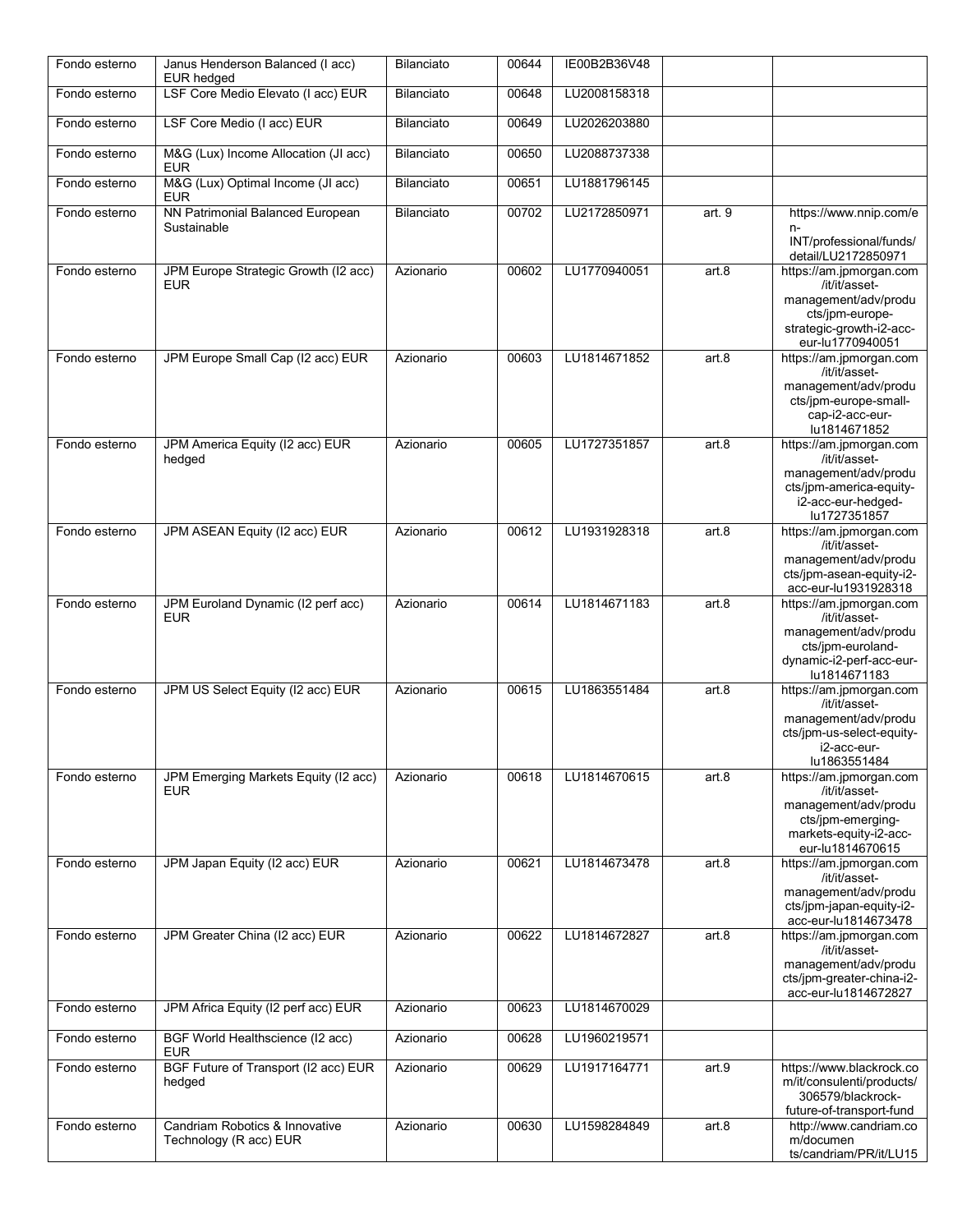| | | | | | | |
|---|---|---|---|---|---|---|
| Fondo esterno | Janus Henderson Balanced (I acc) EUR hedged | Bilanciato | 00644 | IE00B2B36V48 | | |
| Fondo esterno | LSF Core Medio Elevato (I acc) EUR | Bilanciato | 00648 | LU2008158318 | | |
| Fondo esterno | LSF Core Medio (I acc) EUR | Bilanciato | 00649 | LU2026203880 | | |
| Fondo esterno | M&G (Lux) Income Allocation (JI acc) EUR | Bilanciato | 00650 | LU2088737338 | | |
| Fondo esterno | M&G (Lux) Optimal Income (JI acc) EUR | Bilanciato | 00651 | LU1881796145 | | |
| Fondo esterno | NN Patrimonial Balanced European Sustainable | Bilanciato | 00702 | LU2172850971 | art. 9 | https://www.nnip.com/en-INT/professional/funds/detail/LU2172850971 |
| Fondo esterno | JPM Europe Strategic Growth (I2 acc) EUR | Azionario | 00602 | LU1770940051 | art.8 | https://am.jpmorgan.com/it/it/asset-management/adv/products/jpm-europe-strategic-growth-i2-acc-eur-lu1770940051 |
| Fondo esterno | JPM Europe Small Cap (I2 acc) EUR | Azionario | 00603 | LU1814671852 | art.8 | https://am.jpmorgan.com/it/it/asset-management/adv/products/jpm-europe-small-cap-i2-acc-eur-lu1814671852 |
| Fondo esterno | JPM America Equity (I2 acc) EUR hedged | Azionario | 00605 | LU1727351857 | art.8 | https://am.jpmorgan.com/it/it/asset-management/adv/products/jpm-america-equity-i2-acc-eur-hedged-lu1727351857 |
| Fondo esterno | JPM ASEAN Equity (I2 acc) EUR | Azionario | 00612 | LU1931928318 | art.8 | https://am.jpmorgan.com/it/it/asset-management/adv/products/jpm-asean-equity-i2-acc-eur-lu1931928318 |
| Fondo esterno | JPM Euroland Dynamic (I2 perf acc) EUR | Azionario | 00614 | LU1814671183 | art.8 | https://am.jpmorgan.com/it/it/asset-management/adv/products/jpm-euroland-dynamic-i2-perf-acc-eur-lu1814671183 |
| Fondo esterno | JPM US Select Equity (I2 acc) EUR | Azionario | 00615 | LU1863551484 | art.8 | https://am.jpmorgan.com/it/it/asset-management/adv/products/jpm-us-select-equity-i2-acc-eur-lu1863551484 |
| Fondo esterno | JPM Emerging Markets Equity (I2 acc) EUR | Azionario | 00618 | LU1814670615 | art.8 | https://am.jpmorgan.com/it/it/asset-management/adv/products/jpm-emerging-markets-equity-i2-acc-eur-lu1814670615 |
| Fondo esterno | JPM Japan Equity (I2 acc) EUR | Azionario | 00621 | LU1814673478 | art.8 | https://am.jpmorgan.com/it/it/asset-management/adv/products/jpm-japan-equity-i2-acc-eur-lu1814673478 |
| Fondo esterno | JPM Greater China (I2 acc) EUR | Azionario | 00622 | LU1814672827 | art.8 | https://am.jpmorgan.com/it/it/asset-management/adv/products/jpm-greater-china-i2-acc-eur-lu1814672827 |
| Fondo esterno | JPM Africa Equity (I2 perf acc) EUR | Azionario | 00623 | LU1814670029 | | |
| Fondo esterno | BGF World Healthscience (I2 acc) EUR | Azionario | 00628 | LU1960219571 | | |
| Fondo esterno | BGF Future of Transport (I2 acc) EUR hedged | Azionario | 00629 | LU1917164771 | art.9 | https://www.blackrock.com/it/consulenti/products/306579/blackrock-future-of-transport-fund |
| Fondo esterno | Candriam Robotics & Innovative Technology (R acc) EUR | Azionario | 00630 | LU1598284849 | art.8 | http://www.candriam.com/documents/candriam/PR/it/LU15 |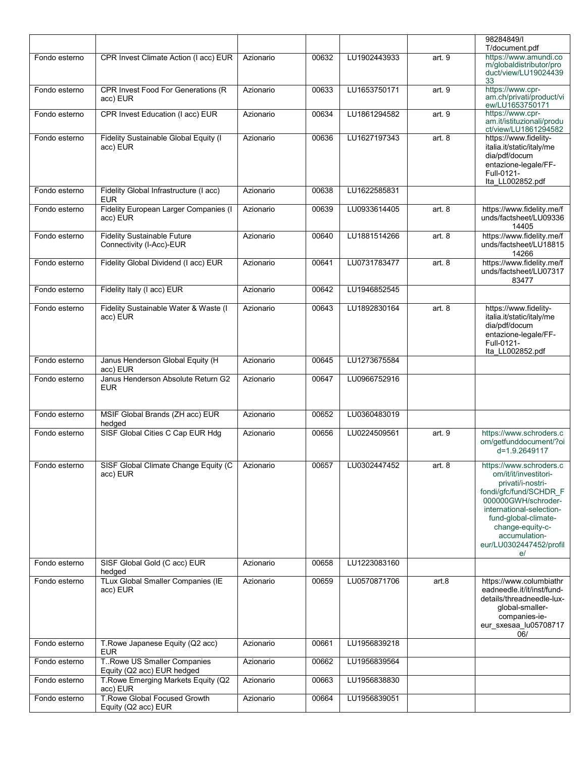| | | | | | | |
|---|---|---|---|---|---|---|
| | | | | | | 98284849/IT/document.pdf |
| Fondo esterno | CPR Invest Climate Action (I acc) EUR | Azionario | 00632 | LU1902443933 | art. 9 | https://www.amundi.com/globaldistributor/product/view/LU1902443933 |
| Fondo esterno | CPR Invest Food For Generations (R acc) EUR | Azionario | 00633 | LU1653750171 | art. 9 | https://www.cpr-am.ch/privati/product/view/LU1653750171 |
| Fondo esterno | CPR Invest Education (I acc) EUR | Azionario | 00634 | LU1861294582 | art. 9 | https://www.cpr-am.it/istituzionali/product/view/LU1861294582 |
| Fondo esterno | Fidelity Sustainable Global Equity (I acc) EUR | Azionario | 00636 | LU1627197343 | art. 8 | https://www.fidelity-italia.it/static/italy/media/pdf/documentazione-legale/FF-Full-0121-Ita_LL002852.pdf |
| Fondo esterno | Fidelity Global Infrastructure (I acc) EUR | Azionario | 00638 | LU1622585831 | | |
| Fondo esterno | Fidelity European Larger Companies (I acc) EUR | Azionario | 00639 | LU0933614405 | art. 8 | https://www.fidelity.me/funds/factsheet/LU0933614405 |
| Fondo esterno | Fidelity Sustainable Future Connectivity (I-Acc)-EUR | Azionario | 00640 | LU1881514266 | art. 8 | https://www.fidelity.me/funds/factsheet/LU1881514266 |
| Fondo esterno | Fidelity Global Dividend (I acc) EUR | Azionario | 00641 | LU0731783477 | art. 8 | https://www.fidelity.me/funds/factsheet/LU0731783477 |
| Fondo esterno | Fidelity Italy (I acc) EUR | Azionario | 00642 | LU1946852545 | | |
| Fondo esterno | Fidelity Sustainable Water & Waste (I acc) EUR | Azionario | 00643 | LU1892830164 | art. 8 | https://www.fidelity-italia.it/static/italy/media/pdf/documentazione-legale/FF-Full-0121-Ita_LL002852.pdf |
| Fondo esterno | Janus Henderson Global Equity (H acc) EUR | Azionario | 00645 | LU1273675584 | | |
| Fondo esterno | Janus Henderson Absolute Return G2 EUR | Azionario | 00647 | LU0966752916 | | |
| Fondo esterno | MSIF Global Brands (ZH acc) EUR hedged | Azionario | 00652 | LU0360483019 | | |
| Fondo esterno | SISF Global Cities C Cap EUR Hdg | Azionario | 00656 | LU0224509561 | art. 9 | https://www.schroders.com/getfunddocument/?oid=1.9.2649117 |
| Fondo esterno | SISF Global Climate Change Equity (C acc) EUR | Azionario | 00657 | LU0302447452 | art. 8 | https://www.schroders.com/it/it/investitori-privati/i-nostri-fondi/gfc/fund/SCHDR_F000000GWH/schroder-international-selection-fund-global-climate-change-equity-c-accumulation-eur/LU0302447452/profile/ |
| Fondo esterno | SISF Global Gold (C acc) EUR hedged | Azionario | 00658 | LU1223083160 | | |
| Fondo esterno | TLux Global Smaller Companies (IE acc) EUR | Azionario | 00659 | LU0570871706 | art.8 | https://www.columbiathreadneedle.it/it/inst/fund-details/threadneedle-lux-global-smaller-companies-ie-eur_sxesaa_lu0570871706/ |
| Fondo esterno | T.Rowe Japanese Equity (Q2 acc) EUR | Azionario | 00661 | LU1956839218 | | |
| Fondo esterno | T..Rowe US Smaller Companies Equity (Q2 acc) EUR hedged | Azionario | 00662 | LU1956839564 | | |
| Fondo esterno | T.Rowe Emerging Markets Equity (Q2 acc) EUR | Azionario | 00663 | LU1956838830 | | |
| Fondo esterno | T.Rowe Global Focused Growth Equity (Q2 acc) EUR | Azionario | 00664 | LU1956839051 | | |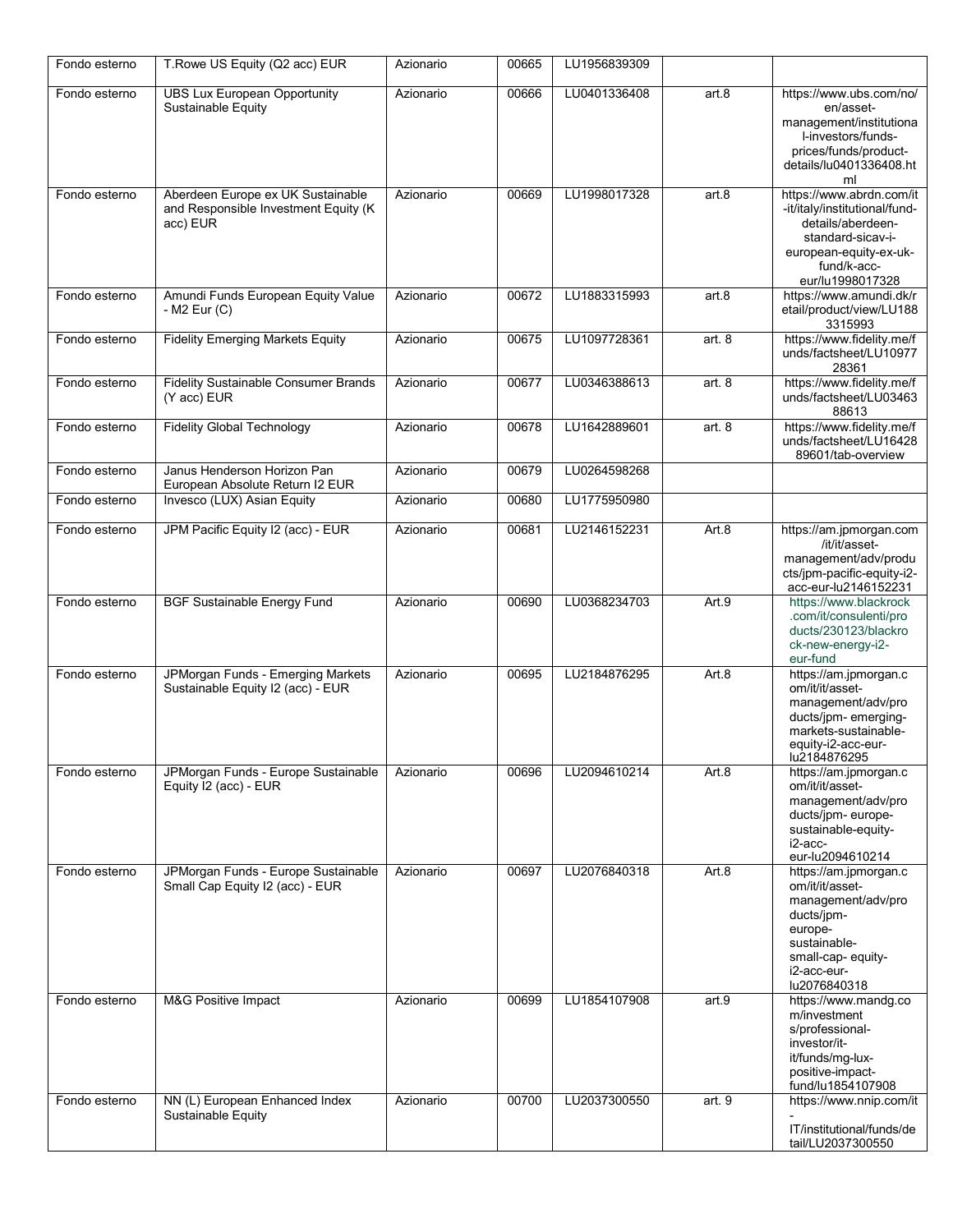| Fondo esterno | T.Rowe US Equity (Q2 acc) EUR | Azionario | 00665 | LU1956839309 | | |
|---|---|---|---|---|---|---|
| Fondo esterno | UBS Lux European Opportunity Sustainable Equity | Azionario | 00666 | LU0401336408 | art.8 | https://www.ubs.com/no/en/asset-management/institutional-investors/funds-prices/funds/product-details/lu0401336408.html |
| Fondo esterno | Aberdeen Europe ex UK Sustainable and Responsible Investment Equity (K acc) EUR | Azionario | 00669 | LU1998017328 | art.8 | https://www.abrdn.com/it-it/italy/institutional/fund-details/aberdeen-standard-sicav-i-european-equity-ex-uk-fund/k-acc-eur/lu1998017328 |
| Fondo esterno | Amundi Funds European Equity Value - M2 Eur (C) | Azionario | 00672 | LU1883315993 | art.8 | https://www.amundi.dk/retail/product/view/LU1883315993 |
| Fondo esterno | Fidelity Emerging Markets Equity | Azionario | 00675 | LU1097728361 | art. 8 | https://www.fidelity.me/funds/factsheet/LU1097728361 |
| Fondo esterno | Fidelity Sustainable Consumer Brands (Y acc) EUR | Azionario | 00677 | LU0346388613 | art. 8 | https://www.fidelity.me/funds/factsheet/LU0346388613 |
| Fondo esterno | Fidelity Global Technology | Azionario | 00678 | LU1642889601 | art. 8 | https://www.fidelity.me/funds/factsheet/LU1642889601/tab-overview |
| Fondo esterno | Janus Henderson Horizon Pan European Absolute Return I2 EUR | Azionario | 00679 | LU0264598268 | | |
| Fondo esterno | Invesco (LUX) Asian Equity | Azionario | 00680 | LU1775950980 | | |
| Fondo esterno | JPM Pacific Equity I2 (acc) - EUR | Azionario | 00681 | LU2146152231 | Art.8 | https://am.jpmorgan.com/it/it/asset-management/adv/products/jpm-pacific-equity-i2-acc-eur-lu2146152231 |
| Fondo esterno | BGF Sustainable Energy Fund | Azionario | 00690 | LU0368234703 | Art.9 | https://www.blackrock.com/it/consulenti/products/230123/blackrock-new-energy-i2-eur-fund |
| Fondo esterno | JPMorgan Funds - Emerging Markets Sustainable Equity I2 (acc) - EUR | Azionario | 00695 | LU2184876295 | Art.8 | https://am.jpmorgan.com/it/it/asset-management/adv/products/jpm- emerging-markets-sustainable-equity-i2-acc-eur-lu2184876295 |
| Fondo esterno | JPMorgan Funds - Europe Sustainable Equity I2 (acc) - EUR | Azionario | 00696 | LU2094610214 | Art.8 | https://am.jpmorgan.com/it/it/asset-management/adv/products/jpm- europe-sustainable-equity-i2-acc-eur-lu2094610214 |
| Fondo esterno | JPMorgan Funds - Europe Sustainable Small Cap Equity I2 (acc) - EUR | Azionario | 00697 | LU2076840318 | Art.8 | https://am.jpmorgan.com/it/it/asset-management/adv/products/jpm-europe-sustainable-small-cap- equity-i2-acc-eur-lu2076840318 |
| Fondo esterno | M&G Positive Impact | Azionario | 00699 | LU1854107908 | art.9 | https://www.mandg.com/investments/professional-investor/it-it/funds/mg-lux-positive-impact-fund/lu1854107908 |
| Fondo esterno | NN (L) European Enhanced Index Sustainable Equity | Azionario | 00700 | LU2037300550 | art. 9 | https://www.nnip.com/it-IT/institutional/funds/detail/LU2037300550 |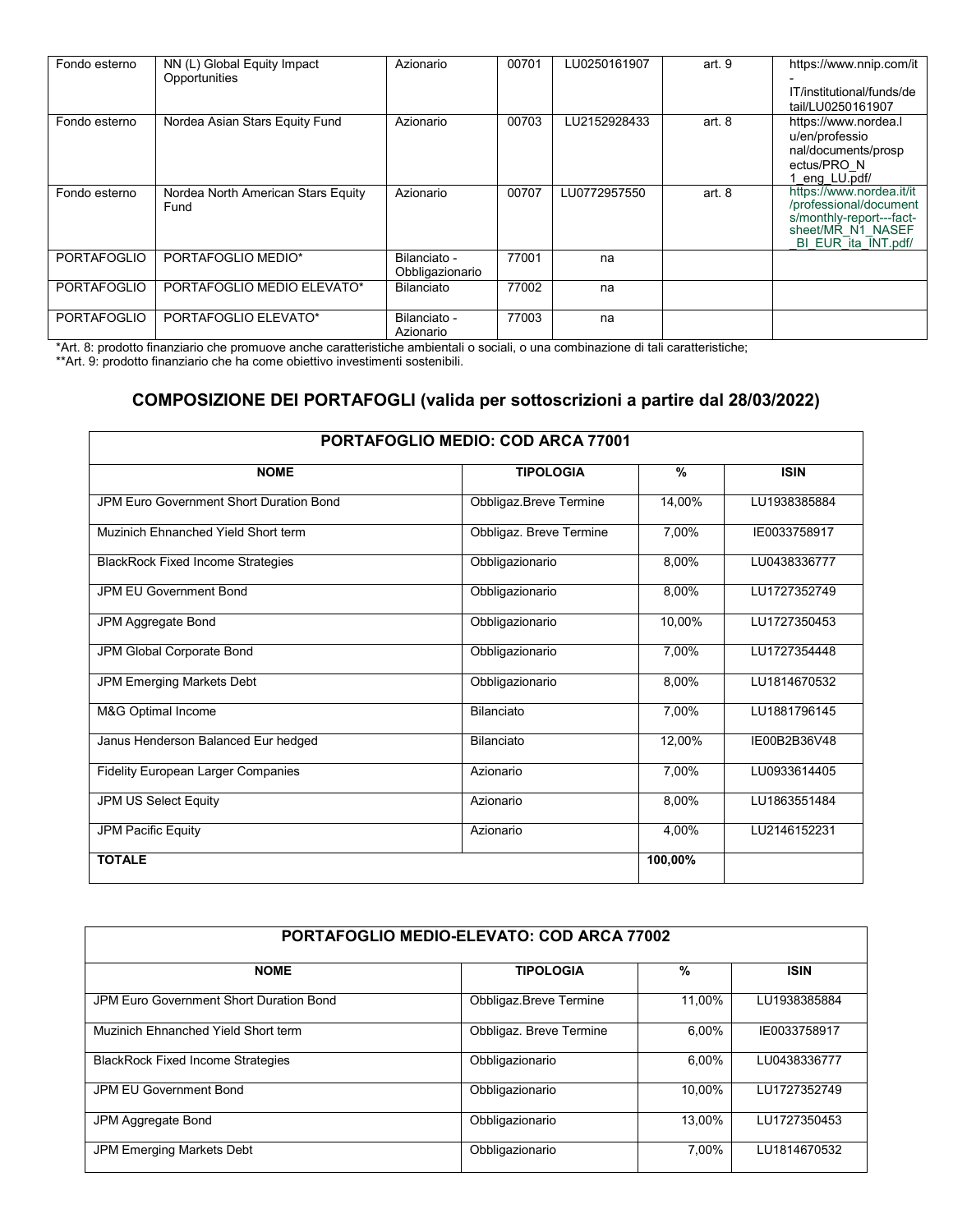| | | | | | | |
|---|---|---|---|---|---|---|
| Fondo esterno | NN (L) Global Equity Impact Opportunities | Azionario | 00701 | LU0250161907 | art. 9 | https://www.nnip.com/it-IT/institutional/funds/detail/LU0250161907 |
| Fondo esterno | Nordea Asian Stars Equity Fund | Azionario | 00703 | LU2152928433 | art. 8 | https://www.nordea.lu/en/professional/documents/prospectus/PRO_N1_eng_LU.pdf/ |
| Fondo esterno | Nordea North American Stars Equity Fund | Azionario | 00707 | LU0772957550 | art. 8 | https://www.nordea.it/it/professional/documents/monthly-report---fact-sheet/MR_N1_NASEF_BI_EUR_ita_INT.pdf/ |
| PORTAFOGLIO | PORTAFOGLIO MEDIO* | Bilanciato - Obbligazionario | 77001 | na | | |
| PORTAFOGLIO | PORTAFOGLIO MEDIO ELEVATO* | Bilanciato | 77002 | na | | |
| PORTAFOGLIO | PORTAFOGLIO ELEVATO* | Bilanciato - Azionario | 77003 | na | | |

*Art. 8: prodotto finanziario che promuove anche caratteristiche ambientali o sociali, o una combinazione di tali caratteristiche;
**Art. 9: prodotto finanziario che ha come obiettivo investimenti sostenibili.

## COMPOSIZIONE DEI PORTAFOGLI (valida per sottoscrizioni a partire dal 28/03/2022)

| PORTAFOGLIO MEDIO: COD ARCA 77001 | | | |
|---|---|---|---|
| **NOME** | **TIPOLOGIA** | **%** | **ISIN** |
| JPM Euro Government Short Duration Bond | Obbligaz.Breve Termine | 14,00% | LU1938385884 |
| Muzinich Ehnanched Yield Short term | Obbligaz. Breve Termine | 7,00% | IE0033758917 |
| BlackRock Fixed Income Strategies | Obbligazionario | 8,00% | LU0438336777 |
| JPM EU Government Bond | Obbligazionario | 8,00% | LU1727352749 |
| JPM Aggregate Bond | Obbligazionario | 10,00% | LU1727350453 |
| JPM Global Corporate Bond | Obbligazionario | 7,00% | LU1727354448 |
| JPM Emerging Markets Debt | Obbligazionario | 8,00% | LU1814670532 |
| M&G Optimal Income | Bilanciato | 7,00% | LU1881796145 |
| Janus Henderson Balanced Eur hedged | Bilanciato | 12,00% | IE00B2B36V48 |
| Fidelity European Larger Companies | Azionario | 7,00% | LU0933614405 |
| JPM US Select Equity | Azionario | 8,00% | LU1863551484 |
| JPM Pacific Equity | Azionario | 4,00% | LU2146152231 |
| **TOTALE** | | **100,00%** | |

| PORTAFOGLIO MEDIO-ELEVATO: COD ARCA 77002 | | | |
|---|---|---|---|
| **NOME** | **TIPOLOGIA** | **%** | **ISIN** |
| JPM Euro Government Short Duration Bond | Obbligaz.Breve Termine | 11,00% | LU1938385884 |
| Muzinich Ehnanched Yield Short term | Obbligaz. Breve Termine | 6,00% | IE0033758917 |
| BlackRock Fixed Income Strategies | Obbligazionario | 6,00% | LU0438336777 |
| JPM EU Government Bond | Obbligazionario | 10,00% | LU1727352749 |
| JPM Aggregate Bond | Obbligazionario | 13,00% | LU1727350453 |
| JPM Emerging Markets Debt | Obbligazionario | 7,00% | LU1814670532 |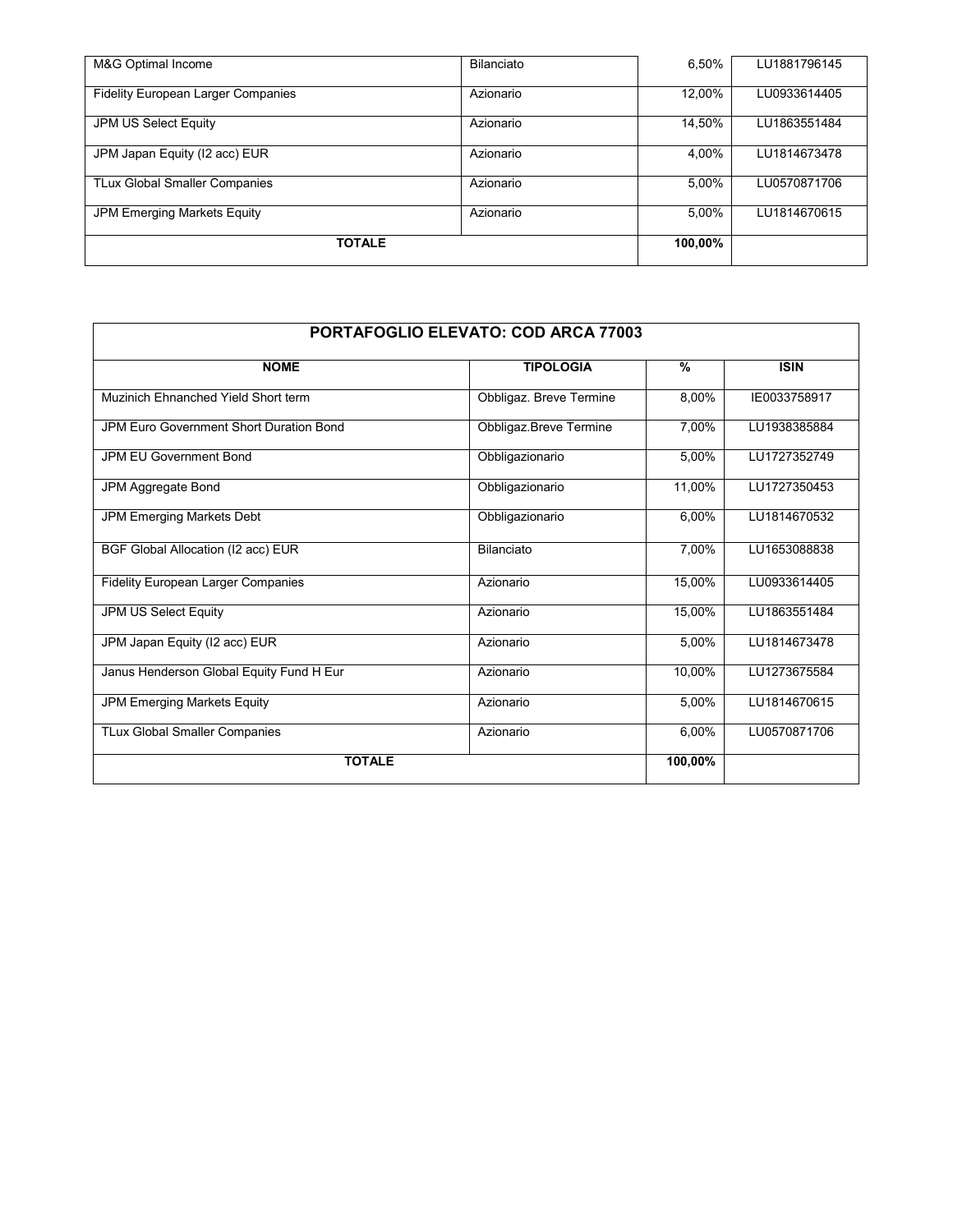| | | | |
|---|---|---|---|
| M&G Optimal Income | Bilanciato | 6,50% | LU1881796145 |
| Fidelity European Larger Companies | Azionario | 12,00% | LU0933614405 |
| JPM US Select Equity | Azionario | 14,50% | LU1863551484 |
| JPM Japan Equity (I2 acc) EUR | Azionario | 4,00% | LU1814673478 |
| TLux Global Smaller Companies | Azionario | 5,00% | LU0570871706 |
| JPM Emerging Markets Equity | Azionario | 5,00% | LU1814670615 |
| **TOTALE** | | **100,00%** | |

| **PORTAFOGLIO ELEVATO: COD ARCA 77003** | | | |
|---|---|---|---|
| **NOME** | **TIPOLOGIA** | **%** | **ISIN** |
| Muzinich Ehnanched Yield Short term | Obbligaz. Breve Termine | 8,00% | IE0033758917 |
| JPM Euro Government Short Duration Bond | Obbligaz.Breve Termine | 7,00% | LU1938385884 |
| JPM EU Government Bond | Obbligazionario | 5,00% | LU1727352749 |
| JPM Aggregate Bond | Obbligazionario | 11,00% | LU1727350453 |
| JPM Emerging Markets Debt | Obbligazionario | 6,00% | LU1814670532 |
| BGF Global Allocation (I2 acc) EUR | Bilanciato | 7,00% | LU1653088838 |
| Fidelity European Larger Companies | Azionario | 15,00% | LU0933614405 |
| JPM US Select Equity | Azionario | 15,00% | LU1863551484 |
| JPM Japan Equity (I2 acc) EUR | Azionario | 5,00% | LU1814673478 |
| Janus Henderson Global Equity Fund H Eur | Azionario | 10,00% | LU1273675584 |
| JPM Emerging Markets Equity | Azionario | 5,00% | LU1814670615 |
| TLux Global Smaller Companies | Azionario | 6,00% | LU0570871706 |
| **TOTALE** | | **100,00%** | |